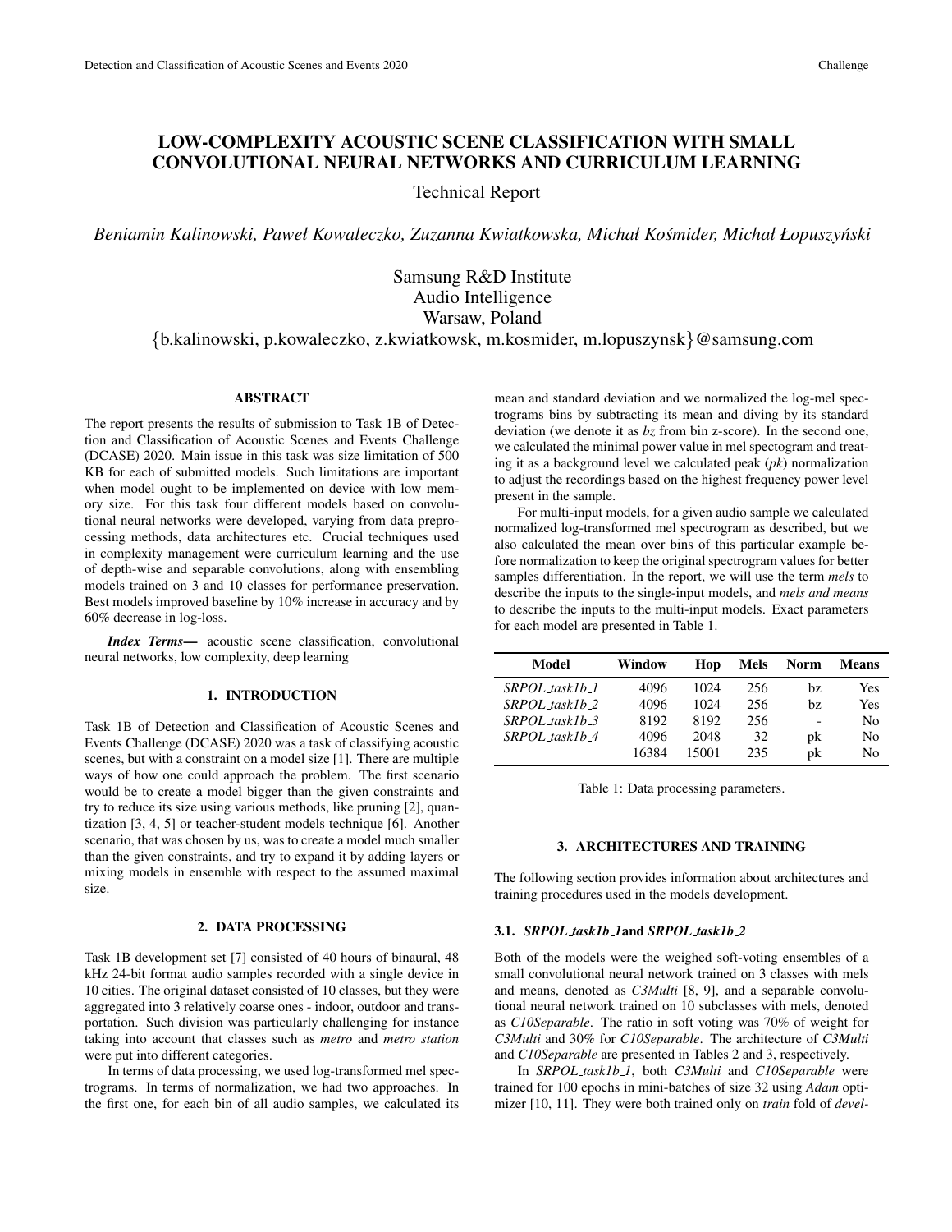# LOW-COMPLEXITY ACOUSTIC SCENE CLASSIFICATION WITH SMALL CONVOLUTIONAL NEURAL NETWORKS AND CURRICULUM LEARNING

Technical Report

*Beniamin Kalinowski, Paweł Kowaleczko, Zuzanna Kwiatkowska, Michał Kośmider, Michał Łopuszyński*

Samsung R&D Institute
Audio Intelligence
Warsaw, Poland
{b.kalinowski, p.kowaleczko, z.kwiatkowsk, m.kosmider, m.lopuszynsk}@samsung.com

## ABSTRACT

The report presents the results of submission to Task 1B of Detection and Classification of Acoustic Scenes and Events Challenge (DCASE) 2020. Main issue in this task was size limitation of 500 KB for each of submitted models. Such limitations are important when model ought to be implemented on device with low memory size. For this task four different models based on convolutional neural networks were developed, varying from data preprocessing methods, data architectures etc. Crucial techniques used in complexity management were curriculum learning and the use of depth-wise and separable convolutions, along with ensembling models trained on 3 and 10 classes for performance preservation. Best models improved baseline by 10% increase in accuracy and by 60% decrease in log-loss.

***Index Terms*—** acoustic scene classification, convolutional neural networks, low complexity, deep learning

## 1. INTRODUCTION

Task 1B of Detection and Classification of Acoustic Scenes and Events Challenge (DCASE) 2020 was a task of classifying acoustic scenes, but with a constraint on a model size [1]. There are multiple ways of how one could approach the problem. The first scenario would be to create a model bigger than the given constraints and try to reduce its size using various methods, like pruning [2], quantization [3, 4, 5] or teacher-student models technique [6]. Another scenario, that was chosen by us, was to create a model much smaller than the given constraints, and try to expand it by adding layers or mixing models in ensemble with respect to the assumed maximal size.

## 2. DATA PROCESSING

Task 1B development set [7] consisted of 40 hours of binaural, 48 kHz 24-bit format audio samples recorded with a single device in 10 cities. The original dataset consisted of 10 classes, but they were aggregated into 3 relatively coarse ones - indoor, outdoor and transportation. Such division was particularly challenging for instance taking into account that classes such as *metro* and *metro station* were put into different categories.

In terms of data processing, we used log-transformed mel spectrograms. In terms of normalization, we had two approaches. In the first one, for each bin of all audio samples, we calculated its mean and standard deviation and we normalized the log-mel spectrograms bins by subtracting its mean and diving by its standard deviation (we denote it as *bz* from bin z-score). In the second one, we calculated the minimal power value in mel spectogram and treating it as a background level we calculated peak (*pk*) normalization to adjust the recordings based on the highest frequency power level present in the sample.

For multi-input models, for a given audio sample we calculated normalized log-transformed mel spectrogram as described, but we also calculated the mean over bins of this particular example before normalization to keep the original spectrogram values for better samples differentiation. In the report, we will use the term *mels* to describe the inputs to the single-input models, and *mels and means* to describe the inputs to the multi-input models. Exact parameters for each model are presented in Table 1.

| Model | Window | Hop | Mels | Norm | Means |
|---|---|---|---|---|---|
| *SRPOL_task1b_1* | 4096 | 1024 | 256 | bz | Yes |
| *SRPOL_task1b_2* | 4096 | 1024 | 256 | bz | Yes |
| *SRPOL_task1b_3* | 8192 | 8192 | 256 | - | No |
| *SRPOL_task1b_4* | 4096 | 2048 | 32 | pk | No |
| | 16384 | 15001 | 235 | pk | No |

Table 1: Data processing parameters.

## 3. ARCHITECTURES AND TRAINING

The following section provides information about architectures and training procedures used in the models development.

### 3.1. *SRPOL_task1b_1* and *SRPOL_task1b_2*

Both of the models were the weighed soft-voting ensembles of a small convolutional neural network trained on 3 classes with mels and means, denoted as *C3Multi* [8, 9], and a separable convolutional neural network trained on 10 subclasses with mels, denoted as *C10Separable*. The ratio in soft voting was 70% of weight for *C3Multi* and 30% for *C10Separable*. The architecture of *C3Multi* and *C10Separable* are presented in Tables 2 and 3, respectively.

In *SRPOL_task1b_1*, both *C3Multi* and *C10Separable* were trained for 100 epochs in mini-batches of size 32 using *Adam* optimizer [10, 11]. They were both trained only on *train* fold of *devel-*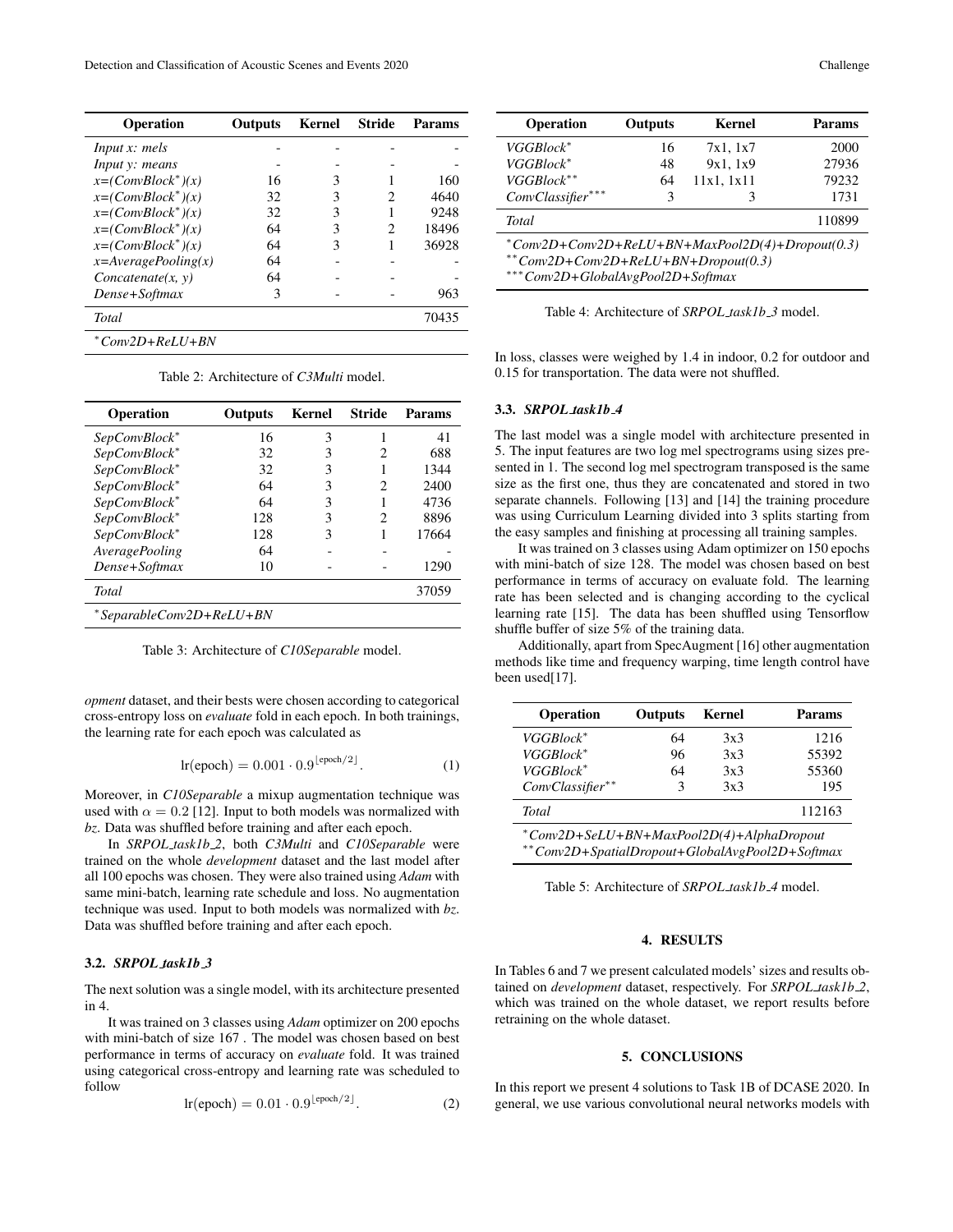| Operation | Outputs | Kernel | Stride | Params |
|---|---|---|---|---|
| *Input x: mels* | - | - | - | - |
| *Input y: means* | - | - | - | - |
| *x=(ConvBlock\*)(x)* | 16 | 3 | 1 | 160 |
| *x=(ConvBlock\*)(x)* | 32 | 3 | 2 | 4640 |
| *x=(ConvBlock\*)(x)* | 32 | 3 | 1 | 9248 |
| *x=(ConvBlock\*)(x)* | 64 | 3 | 2 | 18496 |
| *x=(ConvBlock\*)(x)* | 64 | 3 | 1 | 36928 |
| *x=AveragePooling(x)* | 64 | - | - | - |
| *Concatenate(x, y)* | 64 | - | - | - |
| *Dense+Softmax* | 3 | - | - | 963 |
| *Total* | | | | 70435 |

\* *Conv2D+ReLU+BN*

Table 2: Architecture of *C3Multi* model.

| Operation | Outputs | Kernel | Stride | Params |
|---|---|---|---|---|
| *SepConvBlock\** | 16 | 3 | 1 | 41 |
| *SepConvBlock\** | 32 | 3 | 2 | 688 |
| *SepConvBlock\** | 32 | 3 | 1 | 1344 |
| *SepConvBlock\** | 64 | 3 | 2 | 2400 |
| *SepConvBlock\** | 64 | 3 | 1 | 4736 |
| *SepConvBlock\** | 128 | 3 | 2 | 8896 |
| *SepConvBlock\** | 128 | 3 | 1 | 17664 |
| *AveragePooling* | 64 | - | - | - |
| *Dense+Softmax* | 10 | - | - | 1290 |
| *Total* | | | | 37059 |

\* *SeparableConv2D+ReLU+BN*

Table 3: Architecture of *C10Separable* model.

*opment* dataset, and their bests were chosen according to categorical cross-entropy loss on *evaluate* fold in each epoch. In both trainings, the learning rate for each epoch was calculated as

$$\text{lr(epoch)} = 0.001 \cdot 0.9^{\lfloor \text{epoch}/2 \rfloor}. \tag{1}$$

Moreover, in *C10Separable* a mixup augmentation technique was used with $\alpha = 0.2$ [12]. Input to both models was normalized with *bz*. Data was shuffled before training and after each epoch.

In *SRPOL_task1b_2*, both *C3Multi* and *C10Separable* were trained on the whole *development* dataset and the last model after all 100 epochs was chosen. They were also trained using *Adam* with same mini-batch, learning rate schedule and loss. No augmentation technique was used. Input to both models was normalized with *bz*. Data was shuffled before training and after each epoch.

### 3.2. *SRPOL_task1b_3*

The next solution was a single model, with its architecture presented in 4.

It was trained on 3 classes using *Adam* optimizer on 200 epochs with mini-batch of size 167 . The model was chosen based on best performance in terms of accuracy on *evaluate* fold. It was trained using categorical cross-entropy and learning rate was scheduled to follow

$$\text{lr(epoch)} = 0.01 \cdot 0.9^{\lfloor \text{epoch}/2 \rfloor}. \tag{2}$$

| Operation | Outputs | Kernel | Params |
|---|---|---|---|
| *VGGBlock\** | 16 | 7x1, 1x7 | 2000 |
| *VGGBlock\** | 48 | 9x1, 1x9 | 27936 |
| *VGGBlock\*\** | 64 | 11x1, 1x11 | 79232 |
| *ConvClassifier\*\*\** | 3 | 3 | 1731 |
| *Total* | | | 110899 |

\* *Conv2D+Conv2D+ReLU+BN+MaxPool2D(4)+Dropout(0.3)*
\*\* *Conv2D+Conv2D+ReLU+BN+Dropout(0.3)*
\*\*\* *Conv2D+GlobalAvgPool2D+Softmax*

Table 4: Architecture of *SRPOL_task1b_3* model.

In loss, classes were weighed by 1.4 in indoor, 0.2 for outdoor and 0.15 for transportation. The data were not shuffled.

### 3.3. *SRPOL_task1b_4*

The last model was a single model with architecture presented in 5. The input features are two log mel spectrograms using sizes presented in 1. The second log mel spectrogram transposed is the same size as the first one, thus they are concatenated and stored in two separate channels. Following [13] and [14] the training procedure was using Curriculum Learning divided into 3 splits starting from the easy samples and finishing at processing all training samples.

It was trained on 3 classes using Adam optimizer on 150 epochs with mini-batch of size 128. The model was chosen based on best performance in terms of accuracy on evaluate fold. The learning rate has been selected and is changing according to the cyclical learning rate [15]. The data has been shuffled using Tensorflow shuffle buffer of size 5% of the training data.

Additionally, apart from SpecAugment [16] other augmentation methods like time and frequency warping, time length control have been used[17].

| Operation | Outputs | Kernel | Params |
|---|---|---|---|
| *VGGBlock\** | 64 | 3x3 | 1216 |
| *VGGBlock\** | 96 | 3x3 | 55392 |
| *VGGBlock\** | 64 | 3x3 | 55360 |
| *ConvClassifier\*\** | 3 | 3x3 | 195 |
| *Total* | | | 112163 |

\* *Conv2D+SeLU+BN+MaxPool2D(4)+AlphaDropout*
\*\* *Conv2D+SpatialDropout+GlobalAvgPool2D+Softmax*

Table 5: Architecture of *SRPOL_task1b_4* model.

## 4. RESULTS

In Tables 6 and 7 we present calculated models' sizes and results obtained on *development* dataset, respectively. For *SRPOL_task1b_2*, which was trained on the whole dataset, we report results before retraining on the whole dataset.

## 5. CONCLUSIONS

In this report we present 4 solutions to Task 1B of DCASE 2020. In general, we use various convolutional neural networks models with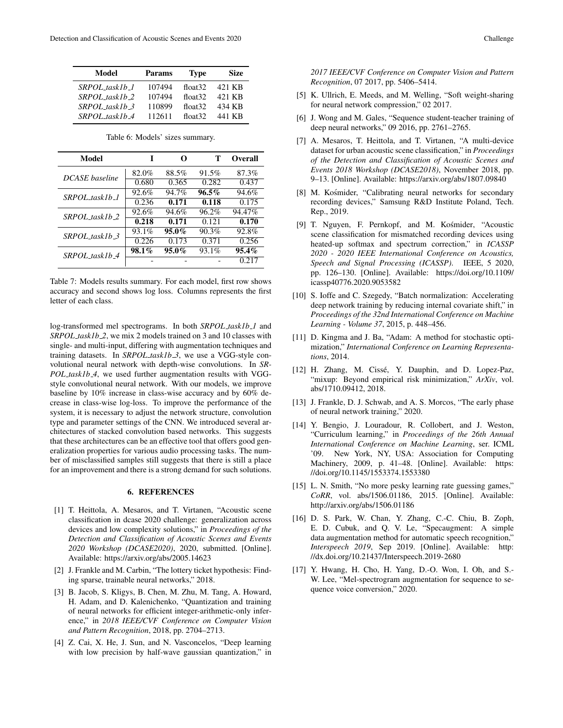| Model | Params | Type | Size |
|---|---|---|---|
| *SRPOL_task1b_1* | 107494 | float32 | 421 KB |
| *SRPOL_task1b_2* | 107494 | float32 | 421 KB |
| *SRPOL_task1b_3* | 110899 | float32 | 434 KB |
| *SRPOL_task1b_4* | 112611 | float32 | 441 KB |

Table 6: Models' sizes summary.

| Model | I | O | T | Overall |
|---|---|---|---|---|
| *DCASE baseline* | 82.0% | 88.5% | 91.5% | 87.3% |
| | 0.680 | 0.365 | 0.282 | 0.437 |
| *SRPOL_task1b_1* | 92.6% | 94.7% | **96.5%** | 94.6% |
| | 0.236 | **0.171** | **0.118** | 0.175 |
| *SRPOL_task1b_2* | 92.6% | 94.6% | 96.2% | 94.47% |
| | **0.218** | **0.171** | 0.121 | **0.170** |
| *SRPOL_task1b_3* | 93.1% | **95.0%** | 90.3% | 92.8% |
| | 0.226 | 0.173 | 0.371 | 0.256 |
| *SRPOL_task1b_4* | **98.1%** | **95.0%** | 93.1% | **95.4%** |
| | - | - | - | 0.217 |

Table 7: Models results summary. For each model, first row shows accuracy and second shows log loss. Columns represents the first letter of each class.

log-transformed mel spectrograms. In both *SRPOL_task1b_1* and *SRPOL_task1b_2*, we mix 2 models trained on 3 and 10 classes with single- and multi-input, differing with augmentation techniques and training datasets. In *SRPOL_task1b_3*, we use a VGG-style convolutional neural network with depth-wise convolutions. In *SRPOL_task1b_4*, we used further augmentation results with VGG-style convolutional neural network. With our models, we improve baseline by 10% increase in class-wise accuracy and by 60% decrease in class-wise log-loss. To improve the performance of the system, it is necessary to adjust the network structure, convolution type and parameter settings of the CNN. We introduced several architectures of stacked convolution based networks. This suggests that these architectures can be an effective tool that offers good generalization properties for various audio processing tasks. The number of misclassified samples still suggests that there is still a place for an improvement and there is a strong demand for such solutions.

## 6. REFERENCES

[1] T. Heittola, A. Mesaros, and T. Virtanen, "Acoustic scene classification in dcase 2020 challenge: generalization across devices and low complexity solutions," in *Proceedings of the Detection and Classification of Acoustic Scenes and Events 2020 Workshop (DCASE2020)*, 2020, submitted. [Online]. Available: https://arxiv.org/abs/2005.14623

[2] J. Frankle and M. Carbin, "The lottery ticket hypothesis: Finding sparse, trainable neural networks," 2018.

[3] B. Jacob, S. Kligys, B. Chen, M. Zhu, M. Tang, A. Howard, H. Adam, and D. Kalenichenko, "Quantization and training of neural networks for efficient integer-arithmetic-only inference," in *2018 IEEE/CVF Conference on Computer Vision and Pattern Recognition*, 2018, pp. 2704–2713.

[4] Z. Cai, X. He, J. Sun, and N. Vasconcelos, "Deep learning with low precision by half-wave gaussian quantization," in *2017 IEEE/CVF Conference on Computer Vision and Pattern Recognition*, 07 2017, pp. 5406–5414.

[5] K. Ullrich, E. Meeds, and M. Welling, "Soft weight-sharing for neural network compression," 02 2017.

[6] J. Wong and M. Gales, "Sequence student-teacher training of deep neural networks," 09 2016, pp. 2761–2765.

[7] A. Mesaros, T. Heittola, and T. Virtanen, "A multi-device dataset for urban acoustic scene classification," in *Proceedings of the Detection and Classification of Acoustic Scenes and Events 2018 Workshop (DCASE2018)*, November 2018, pp. 9–13. [Online]. Available: https://arxiv.org/abs/1807.09840

[8] M. Kośmider, "Calibrating neural networks for secondary recording devices," Samsung R&D Institute Poland, Tech. Rep., 2019.

[9] T. Nguyen, F. Pernkopf, and M. Kośmider, "Acoustic scene classification for mismatched recording devices using heated-up softmax and spectrum correction," in *ICASSP 2020 - 2020 IEEE International Conference on Acoustics, Speech and Signal Processing (ICASSP)*. IEEE, 5 2020, pp. 126–130. [Online]. Available: https://doi.org/10.1109/icassp40776.2020.9053582

[10] S. Ioffe and C. Szegedy, "Batch normalization: Accelerating deep network training by reducing internal covariate shift," in *Proceedings of the 32nd International Conference on Machine Learning - Volume 37*, 2015, p. 448–456.

[11] D. Kingma and J. Ba, "Adam: A method for stochastic optimization," *International Conference on Learning Representations*, 2014.

[12] H. Zhang, M. Cissé, Y. Dauphin, and D. Lopez-Paz, "mixup: Beyond empirical risk minimization," *ArXiv*, vol. abs/1710.09412, 2018.

[13] J. Frankle, D. J. Schwab, and A. S. Morcos, "The early phase of neural network training," 2020.

[14] Y. Bengio, J. Louradour, R. Collobert, and J. Weston, "Curriculum learning," in *Proceedings of the 26th Annual International Conference on Machine Learning*, ser. ICML '09. New York, NY, USA: Association for Computing Machinery, 2009, p. 41–48. [Online]. Available: https://doi.org/10.1145/1553374.1553380

[15] L. N. Smith, "No more pesky learning rate guessing games," *CoRR*, vol. abs/1506.01186, 2015. [Online]. Available: http://arxiv.org/abs/1506.01186

[16] D. S. Park, W. Chan, Y. Zhang, C.-C. Chiu, B. Zoph, E. D. Cubuk, and Q. V. Le, "Specaugment: A simple data augmentation method for automatic speech recognition," *Interspeech 2019*, Sep 2019. [Online]. Available: http://dx.doi.org/10.21437/Interspeech.2019-2680

[17] Y. Hwang, H. Cho, H. Yang, D.-O. Won, I. Oh, and S.-W. Lee, "Mel-spectrogram augmentation for sequence to sequence voice conversion," 2020.